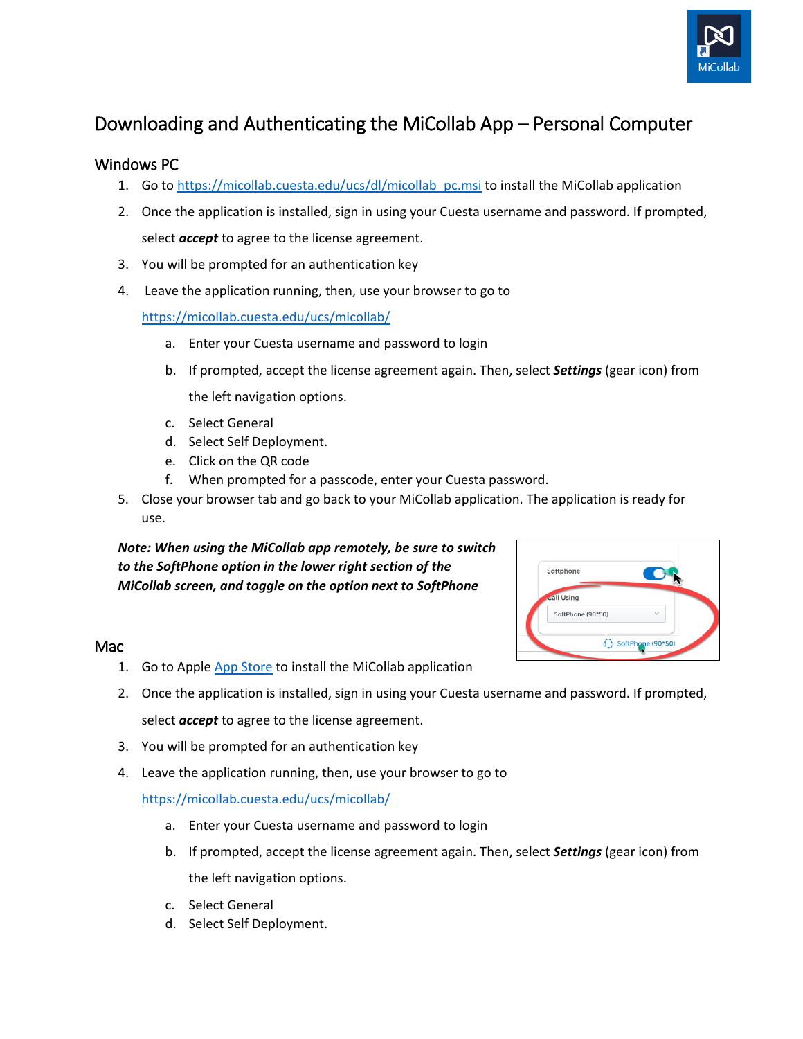# Downloading and Authenticating the MiCollab App – Personal Computer

## Windows PC

1. Go to [https://micollab.cuesta.edu/ucs/dl/micollab_pc.msi](https://micollab.cuesta.edu/ucs/dl/micollab_pc.msi) to install the MiCollab application
2. Once the application is installed, sign in using your Cuesta username and password. If prompted, select ***accept*** to agree to the license agreement.
3. You will be prompted for an authentication key
4. Leave the application running, then, use your browser to go to [https://micollab.cuesta.edu/ucs/micollab/](https://micollab.cuesta.edu/ucs/micollab/)
   a. Enter your Cuesta username and password to login
   b. If prompted, accept the license agreement again. Then, select ***Settings*** (gear icon) from the left navigation options.
   c. Select General
   d. Select Self Deployment.
   e. Click on the QR code
   f. When prompted for a passcode, enter your Cuesta password.
5. Close your browser tab and go back to your MiCollab application. The application is ready for use.

***Note: When using the MiCollab app remotely, be sure to switch to the SoftPhone option in the lower right section of the MiCollab screen, and toggle on the option next to SoftPhone***

## Mac

1. Go to Apple [App Store](#) to install the MiCollab application
2. Once the application is installed, sign in using your Cuesta username and password. If prompted, select ***accept*** to agree to the license agreement.
3. You will be prompted for an authentication key
4. Leave the application running, then, use your browser to go to [https://micollab.cuesta.edu/ucs/micollab/](https://micollab.cuesta.edu/ucs/micollab/)
   a. Enter your Cuesta username and password to login
   b. If prompted, accept the license agreement again. Then, select ***Settings*** (gear icon) from the left navigation options.
   c. Select General
   d. Select Self Deployment.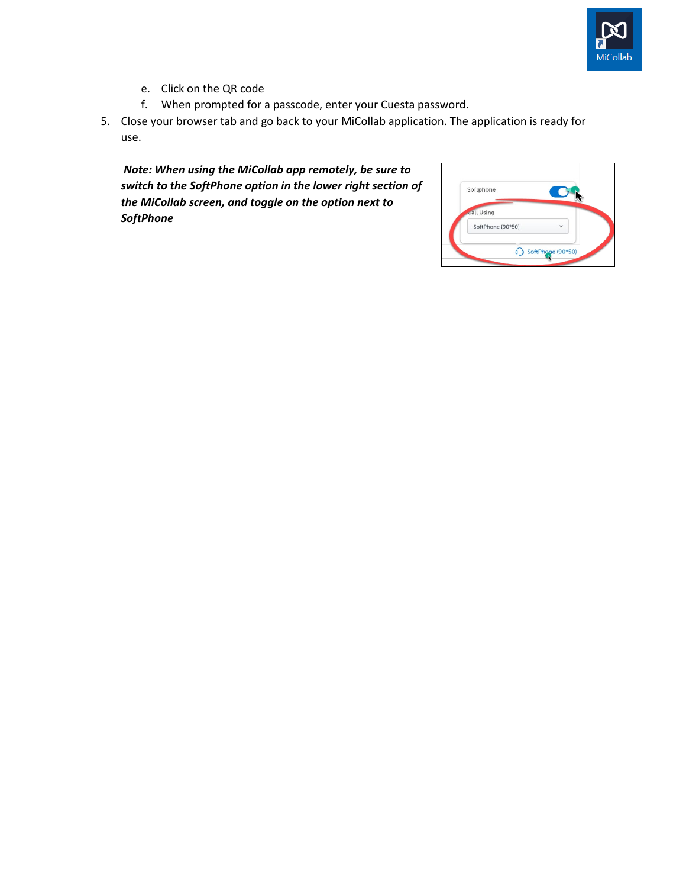e. Click on the QR code
   f. When prompted for a passcode, enter your Cuesta password.
5. Close your browser tab and go back to your MiCollab application. The application is ready for use.

***Note: When using the MiCollab app remotely, be sure to switch to the SoftPhone option in the lower right section of the MiCollab screen, and toggle on the option next to SoftPhone***